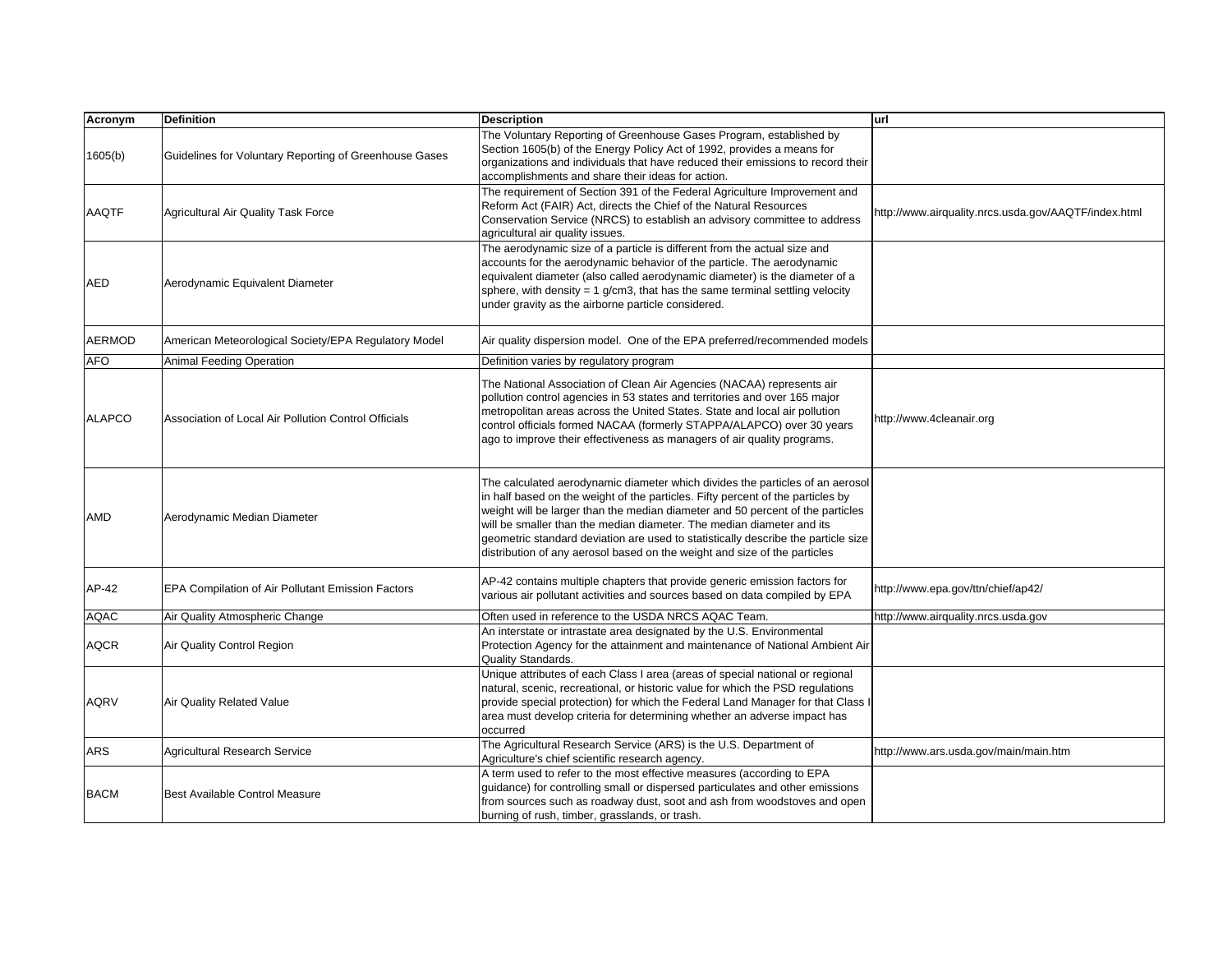| Acronym | Definition | Description | url |
|---|---|---|---|
| 1605(b) | Guidelines for Voluntary Reporting of Greenhouse Gases | The Voluntary Reporting of Greenhouse Gases Program, established by Section 1605(b) of the Energy Policy Act of 1992, provides a means for organizations and individuals that have reduced their emissions to record their accomplishments and share their ideas for action. | |
| AAQTF | Agricultural Air Quality Task Force | The requirement of Section 391 of the Federal Agriculture Improvement and Reform Act (FAIR) Act, directs the Chief of the Natural Resources Conservation Service (NRCS) to establish an advisory committee to address agricultural air quality issues. | http://www.airquality.nrcs.usda.gov/AAQTF/index.html |
| AED | Aerodynamic Equivalent Diameter | The aerodynamic size of a particle is different from the actual size and accounts for the aerodynamic behavior of the particle. The aerodynamic equivalent diameter (also called aerodynamic diameter) is the diameter of a sphere, with density = 1 g/cm3, that has the same terminal settling velocity under gravity as the airborne particle considered. | |
| AERMOD | American Meteorological Society/EPA Regulatory Model | Air quality dispersion model. One of the EPA preferred/recommended models | |
| AFO | Animal Feeding Operation | Definition varies by regulatory program | |
| ALAPCO | Association of Local Air Pollution Control Officials | The National Association of Clean Air Agencies (NACAA) represents air pollution control agencies in 53 states and territories and over 165 major metropolitan areas across the United States. State and local air pollution control officials formed NACAA (formerly STAPPA/ALAPCO) over 30 years ago to improve their effectiveness as managers of air quality programs. | http://www.4cleanair.org |
| AMD | Aerodynamic Median Diameter | The calculated aerodynamic diameter which divides the particles of an aerosol in half based on the weight of the particles. Fifty percent of the particles by weight will be larger than the median diameter and 50 percent of the particles will be smaller than the median diameter. The median diameter and its geometric standard deviation are used to statistically describe the particle size distribution of any aerosol based on the weight and size of the particles | |
| AP-42 | EPA Compilation of Air Pollutant Emission Factors | AP-42 contains multiple chapters that provide generic emission factors for various air pollutant activities and sources based on data compiled by EPA | http://www.epa.gov/ttn/chief/ap42/ |
| AQAC | Air Quality Atmospheric Change | Often used in reference to the USDA NRCS AQAC Team. | http://www.airquality.nrcs.usda.gov |
| AQCR | Air Quality Control Region | An interstate or intrastate area designated by the U.S. Environmental Protection Agency for the attainment and maintenance of National Ambient Air Quality Standards. | |
| AQRV | Air Quality Related Value | Unique attributes of each Class I area (areas of special national or regional natural, scenic, recreational, or historic value for which the PSD regulations provide special protection) for which the Federal Land Manager for that Class I area must develop criteria for determining whether an adverse impact has occurred | |
| ARS | Agricultural Research Service | The Agricultural Research Service (ARS) is the U.S. Department of Agriculture's chief scientific research agency. | http://www.ars.usda.gov/main/main.htm |
| BACM | Best Available Control Measure | A term used to refer to the most effective measures (according to EPA guidance) for controlling small or dispersed particulates and other emissions from sources such as roadway dust, soot and ash from woodstoves and open burning of rush, timber, grasslands, or trash. | |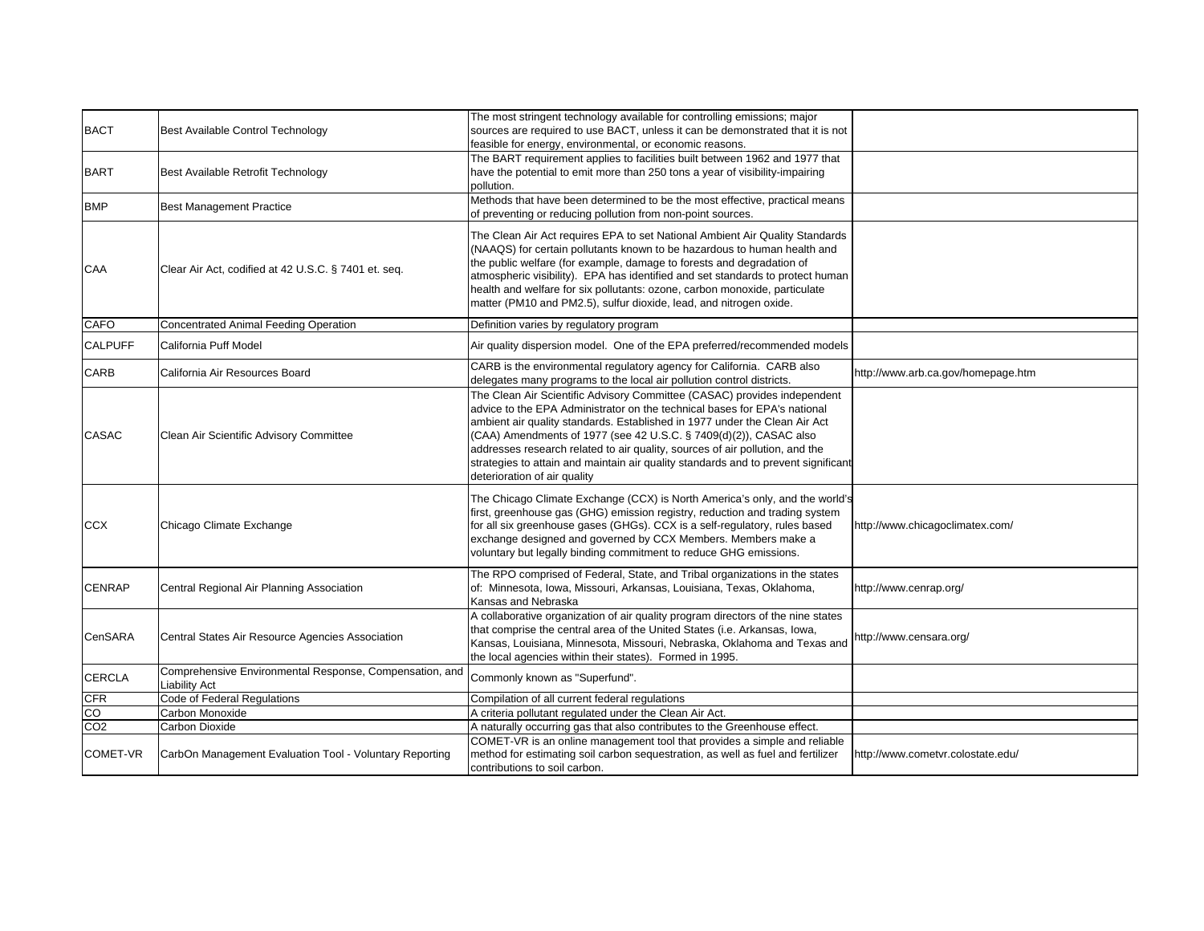| | | | |
|---|---|---|---|
| BACT | Best Available Control Technology | The most stringent technology available for controlling emissions; major sources are required to use BACT, unless it can be demonstrated that it is not feasible for energy, environmental, or economic reasons. | |
| BART | Best Available Retrofit Technology | The BART requirement applies to facilities built between 1962 and 1977 that have the potential to emit more than 250 tons a year of visibility-impairing pollution. | |
| BMP | Best Management Practice | Methods that have been determined to be the most effective, practical means of preventing or reducing pollution from non-point sources. | |
| CAA | Clear Air Act, codified at 42 U.S.C. § 7401 et. seq. | The Clean Air Act requires EPA to set National Ambient Air Quality Standards (NAAQS) for certain pollutants known to be hazardous to human health and the public welfare (for example, damage to forests and degradation of atmospheric visibility). EPA has identified and set standards to protect human health and welfare for six pollutants: ozone, carbon monoxide, particulate matter (PM10 and PM2.5), sulfur dioxide, lead, and nitrogen oxide. | |
| CAFO | Concentrated Animal Feeding Operation | Definition varies by regulatory program | |
| CALPUFF | California Puff Model | Air quality dispersion model. One of the EPA preferred/recommended models | |
| CARB | California Air Resources Board | CARB is the environmental regulatory agency for California. CARB also delegates many programs to the local air pollution control districts. | http://www.arb.ca.gov/homepage.htm |
| CASAC | Clean Air Scientific Advisory Committee | The Clean Air Scientific Advisory Committee (CASAC) provides independent advice to the EPA Administrator on the technical bases for EPA's national ambient air quality standards. Established in 1977 under the Clean Air Act (CAA) Amendments of 1977 (see 42 U.S.C. § 7409(d)(2)), CASAC also addresses research related to air quality, sources of air pollution, and the strategies to attain and maintain air quality standards and to prevent significant deterioration of air quality | |
| CCX | Chicago Climate Exchange | The Chicago Climate Exchange (CCX) is North America's only, and the world's first, greenhouse gas (GHG) emission registry, reduction and trading system for all six greenhouse gases (GHGs). CCX is a self-regulatory, rules based exchange designed and governed by CCX Members. Members make a voluntary but legally binding commitment to reduce GHG emissions. | http://www.chicagoclimatex.com/ |
| CENRAP | Central Regional Air Planning Association | The RPO comprised of Federal, State, and Tribal organizations in the states of: Minnesota, Iowa, Missouri, Arkansas, Louisiana, Texas, Oklahoma, Kansas and Nebraska | http://www.cenrap.org/ |
| CenSARA | Central States Air Resource Agencies Association | A collaborative organization of air quality program directors of the nine states that comprise the central area of the United States (i.e. Arkansas, Iowa, Kansas, Louisiana, Minnesota, Missouri, Nebraska, Oklahoma and Texas and the local agencies within their states). Formed in 1995. | http://www.censara.org/ |
| CERCLA | Comprehensive Environmental Response, Compensation, and Liability Act | Commonly known as "Superfund". | |
| CFR | Code of Federal Regulations | Compilation of all current federal regulations | |
| CO | Carbon Monoxide | A criteria pollutant regulated under the Clean Air Act. | |
| $CO_2$ | Carbon Dioxide | A naturally occurring gas that also contributes to the Greenhouse effect. | |
| COMET-VR | CarbOn Management Evaluation Tool - Voluntary Reporting | COMET-VR is an online management tool that provides a simple and reliable method for estimating soil carbon sequestration, as well as fuel and fertilizer contributions to soil carbon. | http://www.cometvr.colostate.edu/ |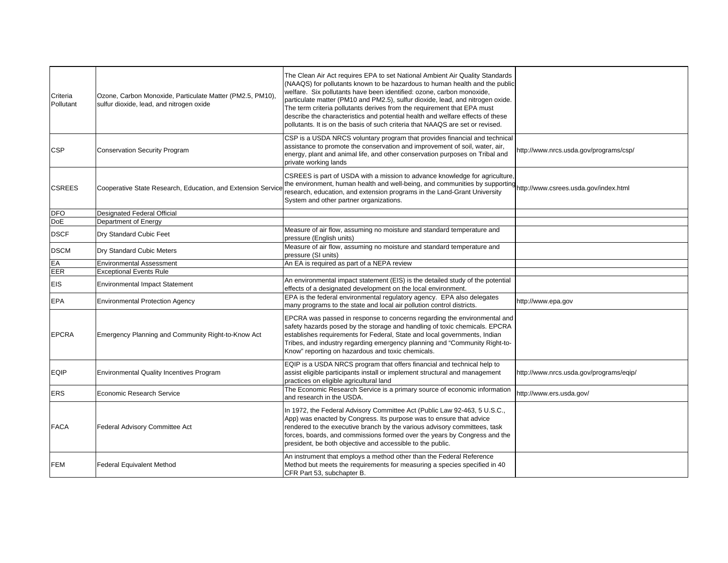| | | | |
|---|---|---|---|
| Criteria Pollutant | Ozone, Carbon Monoxide, Particulate Matter (PM2.5, PM10), sulfur dioxide, lead, and nitrogen oxide | The Clean Air Act requires EPA to set National Ambient Air Quality Standards (NAAQS) for pollutants known to be hazardous to human health and the public welfare. Six pollutants have been identified: ozone, carbon monoxide, particulate matter (PM10 and PM2.5), sulfur dioxide, lead, and nitrogen oxide. The term criteria pollutants derives from the requirement that EPA must describe the characteristics and potential health and welfare effects of these pollutants. It is on the basis of such criteria that NAAQS are set or revised. | |
| CSP | Conservation Security Program | CSP is a USDA NRCS voluntary program that provides financial and technical assistance to promote the conservation and improvement of soil, water, air, energy, plant and animal life, and other conservation purposes on Tribal and private working lands | http://www.nrcs.usda.gov/programs/csp/ |
| CSREES | Cooperative State Research, Education, and Extension Service | CSREES is part of USDA with a mission to advance knowledge for agriculture, the environment, human health and well-being, and communities by supporting research, education, and extension programs in the Land-Grant University System and other partner organizations. | http://www.csrees.usda.gov/index.html |
| DFO | Designated Federal Official | | |
| DoE | Department of Energy | | |
| DSCF | Dry Standard Cubic Feet | Measure of air flow, assuming no moisture and standard temperature and pressure (English units) | |
| DSCM | Dry Standard Cubic Meters | Measure of air flow, assuming no moisture and standard temperature and pressure (SI units) | |
| EA | Environmental Assessment | An EA is required as part of a NEPA review | |
| EER | Exceptional Events Rule | | |
| EIS | Environmental Impact Statement | An environmental impact statement (EIS) is the detailed study of the potential effects of a designated development on the local environment. | |
| EPA | Environmental Protection Agency | EPA is the federal environmental regulatory agency. EPA also delegates many programs to the state and local air pollution control districts. | http://www.epa.gov |
| EPCRA | Emergency Planning and Community Right-to-Know Act | EPCRA was passed in response to concerns regarding the environmental and safety hazards posed by the storage and handling of toxic chemicals. EPCRA establishes requirements for Federal, State and local governments, Indian Tribes, and industry regarding emergency planning and "Community Right-to-Know" reporting on hazardous and toxic chemicals. | |
| EQIP | Environmental Quality Incentives Program | EQIP is a USDA NRCS program that offers financial and technical help to assist eligible participants install or implement structural and management practices on eligible agricultural land | http://www.nrcs.usda.gov/programs/eqip/ |
| ERS | Economic Research Service | The Economic Research Service is a primary source of economic information and research in the USDA. | http://www.ers.usda.gov/ |
| FACA | Federal Advisory Committee Act | In 1972, the Federal Advisory Committee Act (Public Law 92-463, 5 U.S.C., App) was enacted by Congress. Its purpose was to ensure that advice rendered to the executive branch by the various advisory committees, task forces, boards, and commissions formed over the years by Congress and the president, be both objective and accessible to the public. | |
| FEM | Federal Equivalent Method | An instrument that employs a method other than the Federal Reference Method but meets the requirements for measuring a species specified in 40 CFR Part 53, subchapter B. | |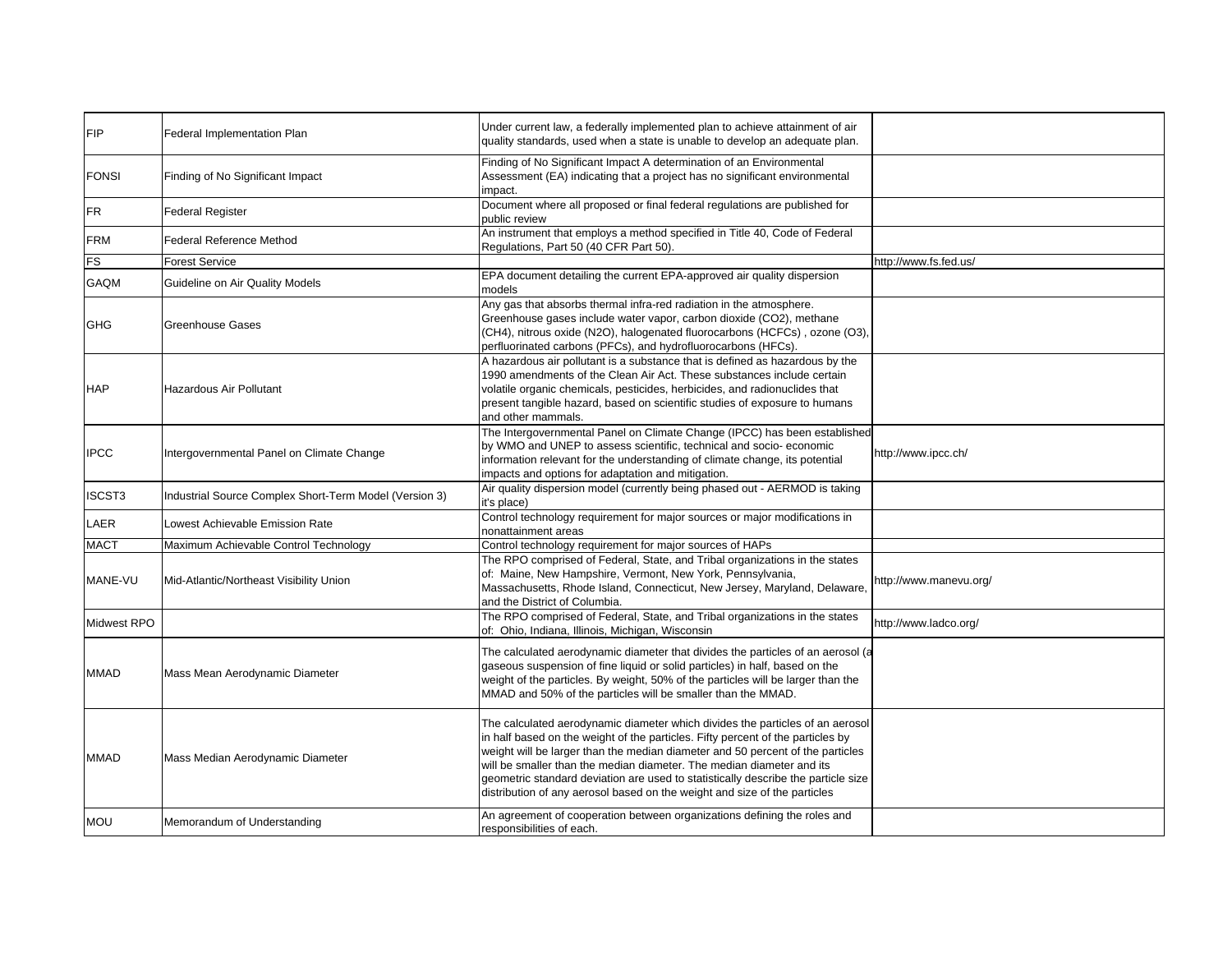| FIP | Federal Implementation Plan | Under current law, a federally implemented plan to achieve attainment of air quality standards, used when a state is unable to develop an adequate plan. | |
|---|---|---|---|
| FONSI | Finding of No Significant Impact | Finding of No Significant Impact A determination of an Environmental Assessment (EA) indicating that a project has no significant environmental impact. | |
| FR | Federal Register | Document where all proposed or final federal regulations are published for public review | |
| FRM | Federal Reference Method | An instrument that employs a method specified in Title 40, Code of Federal Regulations, Part 50 (40 CFR Part 50). | |
| FS | Forest Service | | http://www.fs.fed.us/ |
| GAQM | Guideline on Air Quality Models | EPA document detailing the current EPA-approved air quality dispersion models | |
| GHG | Greenhouse Gases | Any gas that absorbs thermal infra-red radiation in the atmosphere. Greenhouse gases include water vapor, carbon dioxide ($CO_2$), methane ($CH_4$), nitrous oxide ($N_2O$), halogenated fluorocarbons (HCFCs) , ozone ($O_3$), perfluorinated carbons (PFCs), and hydrofluorocarbons (HFCs). | |
| HAP | Hazardous Air Pollutant | A hazardous air pollutant is a substance that is defined as hazardous by the 1990 amendments of the Clean Air Act. These substances include certain volatile organic chemicals, pesticides, herbicides, and radionuclides that present tangible hazard, based on scientific studies of exposure to humans and other mammals. | |
| IPCC | Intergovernmental Panel on Climate Change | The Intergovernmental Panel on Climate Change (IPCC) has been established by WMO and UNEP to assess scientific, technical and socio- economic information relevant for the understanding of climate change, its potential impacts and options for adaptation and mitigation. | http://www.ipcc.ch/ |
| ISCST3 | Industrial Source Complex Short-Term Model (Version 3) | Air quality dispersion model (currently being phased out - AERMOD is taking it's place) | |
| LAER | Lowest Achievable Emission Rate | Control technology requirement for major sources or major modifications in nonattainment areas | |
| MACT | Maximum Achievable Control Technology | Control technology requirement for major sources of HAPs | |
| MANE-VU | Mid-Atlantic/Northeast Visibility Union | The RPO comprised of Federal, State, and Tribal organizations in the states of: Maine, New Hampshire, Vermont, New York, Pennsylvania, Massachusetts, Rhode Island, Connecticut, New Jersey, Maryland, Delaware, and the District of Columbia. | http://www.manevu.org/ |
| Midwest RPO | | The RPO comprised of Federal, State, and Tribal organizations in the states of: Ohio, Indiana, Illinois, Michigan, Wisconsin | http://www.ladco.org/ |
| MMAD | Mass Mean Aerodynamic Diameter | The calculated aerodynamic diameter that divides the particles of an aerosol (a gaseous suspension of fine liquid or solid particles) in half, based on the weight of the particles. By weight, 50% of the particles will be larger than the MMAD and 50% of the particles will be smaller than the MMAD. | |
| MMAD | Mass Median Aerodynamic Diameter | The calculated aerodynamic diameter which divides the particles of an aerosol in half based on the weight of the particles. Fifty percent of the particles by weight will be larger than the median diameter and 50 percent of the particles will be smaller than the median diameter. The median diameter and its geometric standard deviation are used to statistically describe the particle size distribution of any aerosol based on the weight and size of the particles | |
| MOU | Memorandum of Understanding | An agreement of cooperation between organizations defining the roles and responsibilities of each. | |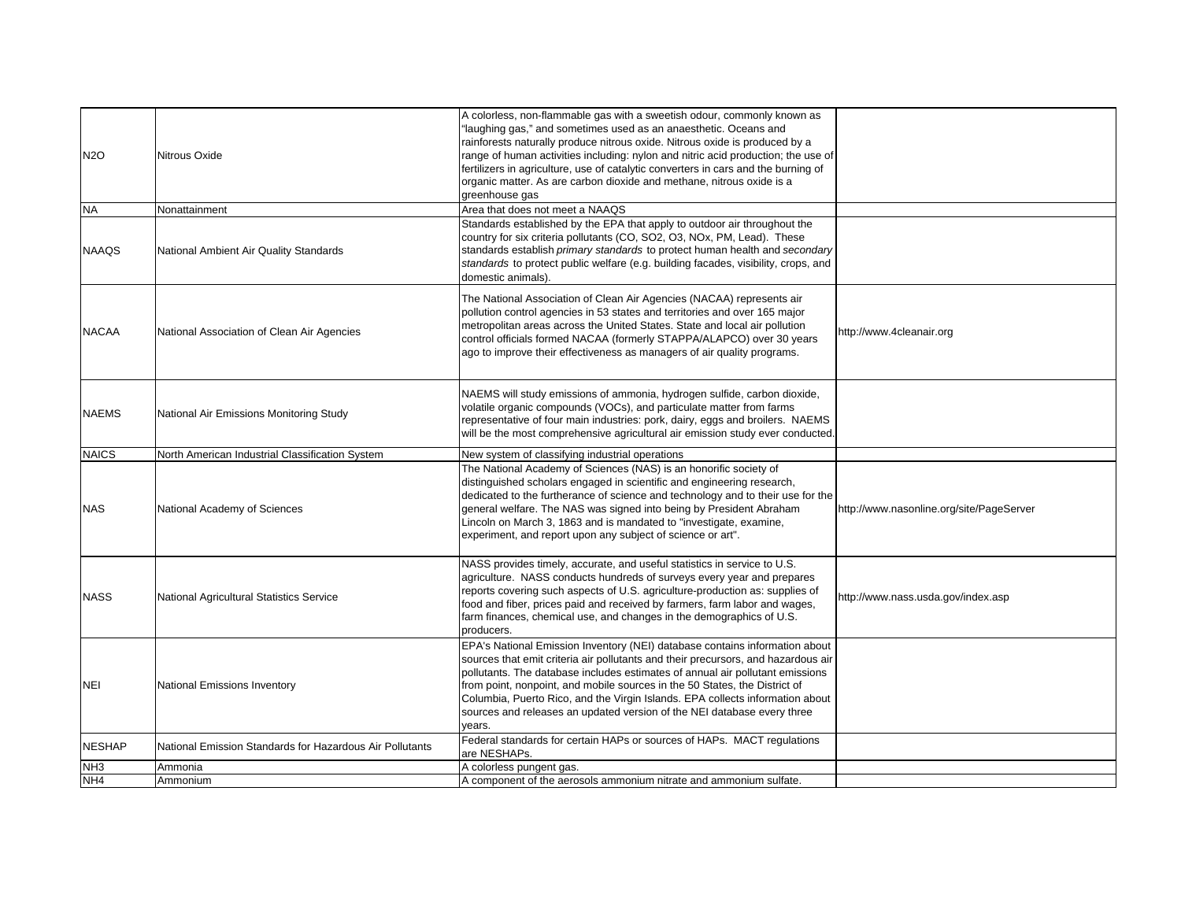| | | | |
|---|---|---|---|
| $N_2O$ | Nitrous Oxide | A colorless, non-flammable gas with a sweetish odour, commonly known as "laughing gas," and sometimes used as an anaesthetic. Oceans and rainforests naturally produce nitrous oxide. Nitrous oxide is produced by a range of human activities including: nylon and nitric acid production; the use of fertilizers in agriculture, use of catalytic converters in cars and the burning of organic matter. As are carbon dioxide and methane, nitrous oxide is a greenhouse gas | |
| NA | Nonattainment | Area that does not meet a NAAQS | |
| NAAQS | National Ambient Air Quality Standards | Standards established by the EPA that apply to outdoor air throughout the country for six criteria pollutants (CO, SO2, O3, NOx, PM, Lead). These standards establish *primary standards* to protect human health and *secondary standards* to protect public welfare (e.g. building facades, visibility, crops, and domestic animals). | |
| NACAA | National Association of Clean Air Agencies | The National Association of Clean Air Agencies (NACAA) represents air pollution control agencies in 53 states and territories and over 165 major metropolitan areas across the United States. State and local air pollution control officials formed NACAA (formerly STAPPA/ALAPCO) over 30 years ago to improve their effectiveness as managers of air quality programs. | http://www.4cleanair.org |
| NAEMS | National Air Emissions Monitoring Study | NAEMS will study emissions of ammonia, hydrogen sulfide, carbon dioxide, volatile organic compounds (VOCs), and particulate matter from farms representative of four main industries: pork, dairy, eggs and broilers. NAEMS will be the most comprehensive agricultural air emission study ever conducted. | |
| NAICS | North American Industrial Classification System | New system of classifying industrial operations | |
| NAS | National Academy of Sciences | The National Academy of Sciences (NAS) is an honorific society of distinguished scholars engaged in scientific and engineering research, dedicated to the furtherance of science and technology and to their use for the general welfare. The NAS was signed into being by President Abraham Lincoln on March 3, 1863 and is mandated to "investigate, examine, experiment, and report upon any subject of science or art". | http://www.nasonline.org/site/PageServer |
| NASS | National Agricultural Statistics Service | NASS provides timely, accurate, and useful statistics in service to U.S. agriculture. NASS conducts hundreds of surveys every year and prepares reports covering such aspects of U.S. agriculture-production as: supplies of food and fiber, prices paid and received by farmers, farm labor and wages, farm finances, chemical use, and changes in the demographics of U.S. producers. | http://www.nass.usda.gov/index.asp |
| NEI | National Emissions Inventory | EPA's National Emission Inventory (NEI) database contains information about sources that emit criteria air pollutants and their precursors, and hazardous air pollutants. The database includes estimates of annual air pollutant emissions from point, nonpoint, and mobile sources in the 50 States, the District of Columbia, Puerto Rico, and the Virgin Islands. EPA collects information about sources and releases an updated version of the NEI database every three years. | |
| NESHAP | National Emission Standards for Hazardous Air Pollutants | Federal standards for certain HAPs or sources of HAPs. MACT regulations are NESHAPs. | |
| $NH_3$ | Ammonia | A colorless pungent gas. | |
| $NH_4$ | Ammonium | A component of the aerosols ammonium nitrate and ammonium sulfate. | |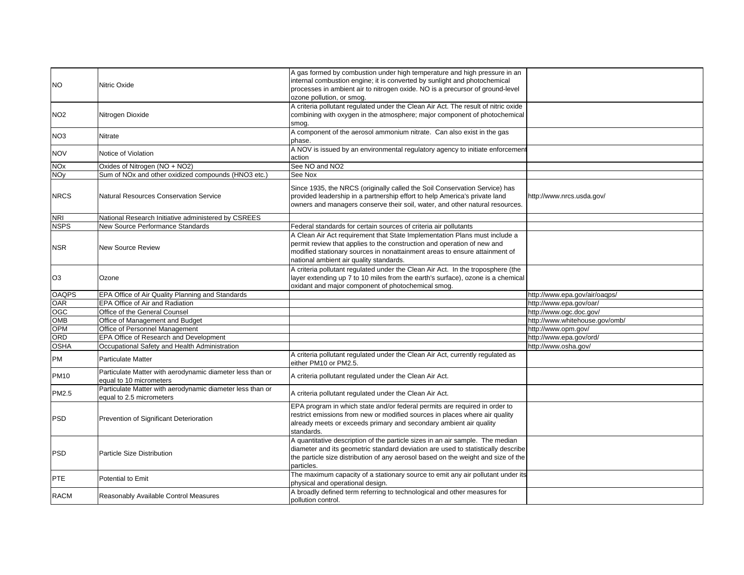| | | | |
|---|---|---|---|
| NO | Nitric Oxide | A gas formed by combustion under high temperature and high pressure in an internal combustion engine; it is converted by sunlight and photochemical processes in ambient air to nitrogen oxide. NO is a precursor of ground-level ozone pollution, or smog. | |
| NO2 | Nitrogen Dioxide | A criteria pollutant regulated under the Clean Air Act. The result of nitric oxide combining with oxygen in the atmosphere; major component of photochemical smog. | |
| NO3 | Nitrate | A component of the aerosol ammonium nitrate. Can also exist in the gas phase. | |
| NOV | Notice of Violation | A NOV is issued by an environmental regulatory agency to initiate enforcement action | |
| NOx | Oxides of Nitrogen (NO + NO2) | See NO and NO2 | |
| NOy | Sum of NOx and other oxidized compounds (HNO3 etc.) | See Nox | |
| NRCS | Natural Resources Conservation Service | Since 1935, the NRCS (originally called the Soil Conservation Service) has provided leadership in a partnership effort to help America's private land owners and managers conserve their soil, water, and other natural resources. | http://www.nrcs.usda.gov/ |
| NRI | National Research Initiative administered by CSREES | | |
| NSPS | New Source Performance Standards | Federal standards for certain sources of criteria air pollutants | |
| NSR | New Source Review | A Clean Air Act requirement that State Implementation Plans must include a permit review that applies to the construction and operation of new and modified stationary sources in nonattainment areas to ensure attainment of national ambient air quality standards. | |
| O3 | Ozone | A criteria pollutant regulated under the Clean Air Act. In the troposphere (the layer extending up 7 to 10 miles from the earth's surface), ozone is a chemical oxidant and major component of photochemical smog. | |
| OAQPS | EPA Office of Air Quality Planning and Standards | | http://www.epa.gov/air/oaqps/ |
| OAR | EPA Office of Air and Radiation | | http://www.epa.gov/oar/ |
| OGC | Office of the General Counsel | | http://www.ogc.doc.gov/ |
| OMB | Office of Management and Budget | | http://www.whitehouse.gov/omb/ |
| OPM | Office of Personnel Management | | http://www.opm.gov/ |
| ORD | EPA Office of Research and Development | | http://www.epa.gov/ord/ |
| OSHA | Occupational Safety and Health Administration | | http://www.osha.gov/ |
| PM | Particulate Matter | A criteria pollutant regulated under the Clean Air Act, currently regulated as either PM10 or PM2.5. | |
| PM10 | Particulate Matter with aerodynamic diameter less than or equal to 10 micrometers | A criteria pollutant regulated under the Clean Air Act. | |
| PM2.5 | Particulate Matter with aerodynamic diameter less than or equal to 2.5 micrometers | A criteria pollutant regulated under the Clean Air Act. | |
| PSD | Prevention of Significant Deterioration | EPA program in which state and/or federal permits are required in order to restrict emissions from new or modified sources in places where air quality already meets or exceeds primary and secondary ambient air quality standards. | |
| PSD | Particle Size Distribution | A quantitative description of the particle sizes in an air sample. The median diameter and its geometric standard deviation are used to statistically describe the particle size distribution of any aerosol based on the weight and size of the particles. | |
| PTE | Potential to Emit | The maximum capacity of a stationary source to emit any air pollutant under its physical and operational design. | |
| RACM | Reasonably Available Control Measures | A broadly defined term referring to technological and other measures for pollution control. | |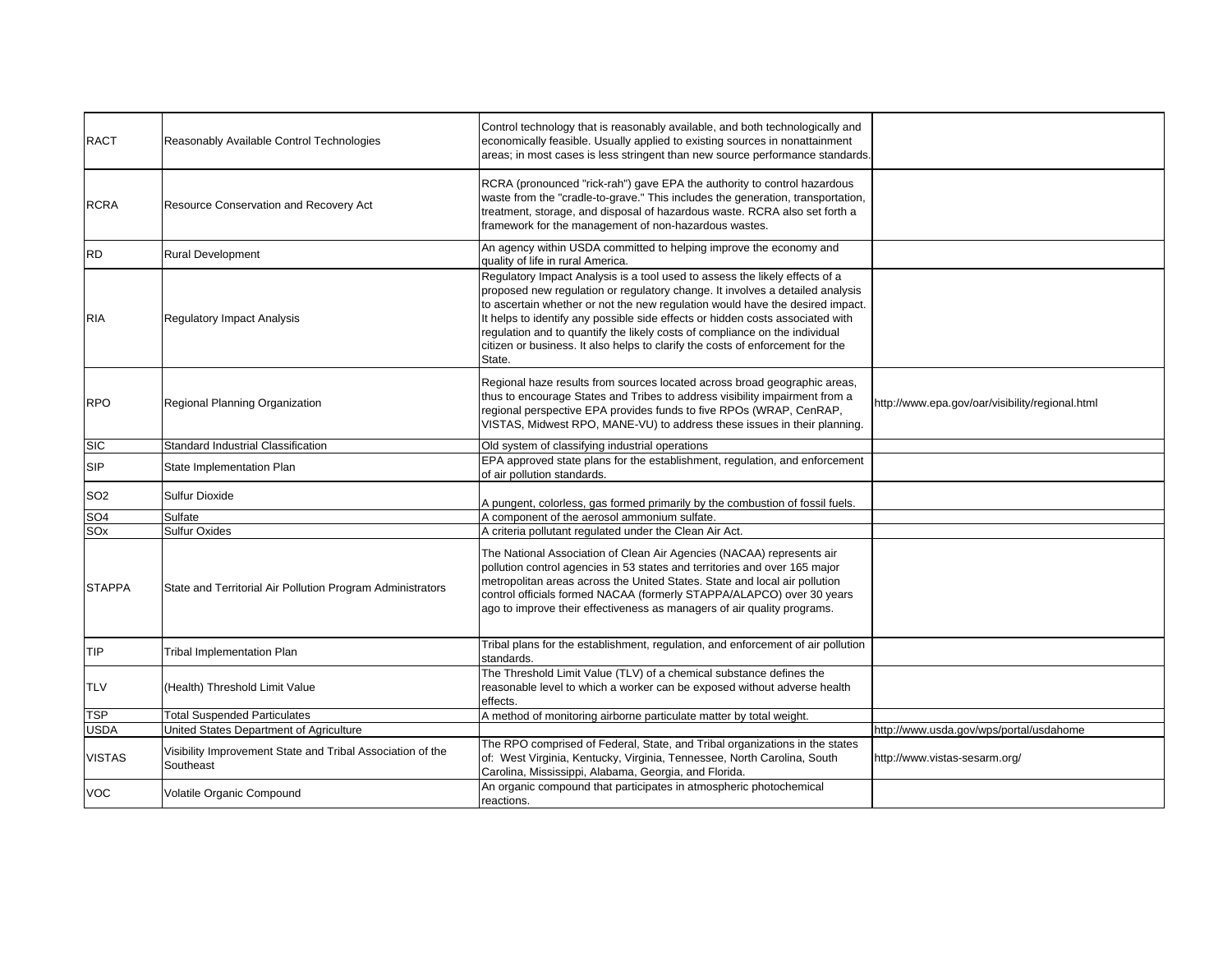| | | | |
|---|---|---|---|
| RACT | Reasonably Available Control Technologies | Control technology that is reasonably available, and both technologically and economically feasible. Usually applied to existing sources in nonattainment areas; in most cases is less stringent than new source performance standards. | |
| RCRA | Resource Conservation and Recovery Act | RCRA (pronounced "rick-rah") gave EPA the authority to control hazardous waste from the "cradle-to-grave." This includes the generation, transportation, treatment, storage, and disposal of hazardous waste. RCRA also set forth a framework for the management of non-hazardous wastes. | |
| RD | Rural Development | An agency within USDA committed to helping improve the economy and quality of life in rural America. | |
| RIA | Regulatory Impact Analysis | Regulatory Impact Analysis is a tool used to assess the likely effects of a proposed new regulation or regulatory change. It involves a detailed analysis to ascertain whether or not the new regulation would have the desired impact. It helps to identify any possible side effects or hidden costs associated with regulation and to quantify the likely costs of compliance on the individual citizen or business. It also helps to clarify the costs of enforcement for the State. | |
| RPO | Regional Planning Organization | Regional haze results from sources located across broad geographic areas, thus to encourage States and Tribes to address visibility impairment from a regional perspective EPA provides funds to five RPOs (WRAP, CenRAP, VISTAS, Midwest RPO, MANE-VU) to address these issues in their planning. | http://www.epa.gov/oar/visibility/regional.html |
| SIC | Standard Industrial Classification | Old system of classifying industrial operations | |
| SIP | State Implementation Plan | EPA approved state plans for the establishment, regulation, and enforcement of air pollution standards. | |
| SO2 | Sulfur Dioxide | A pungent, colorless, gas formed primarily by the combustion of fossil fuels. | |
| SO4 | Sulfate | A component of the aerosol ammonium sulfate. | |
| SOx | Sulfur Oxides | A criteria pollutant regulated under the Clean Air Act. | |
| STAPPA | State and Territorial Air Pollution Program Administrators | The National Association of Clean Air Agencies (NACAA) represents air pollution control agencies in 53 states and territories and over 165 major metropolitan areas across the United States. State and local air pollution control officials formed NACAA (formerly STAPPA/ALAPCO) over 30 years ago to improve their effectiveness as managers of air quality programs. | |
| TIP | Tribal Implementation Plan | Tribal plans for the establishment, regulation, and enforcement of air pollution standards. | |
| TLV | (Health) Threshold Limit Value | The Threshold Limit Value (TLV) of a chemical substance defines the reasonable level to which a worker can be exposed without adverse health effects. | |
| TSP | Total Suspended Particulates | A method of monitoring airborne particulate matter by total weight. | |
| USDA | United States Department of Agriculture | | http://www.usda.gov/wps/portal/usdahome |
| VISTAS | Visibility Improvement State and Tribal Association of the Southeast | The RPO comprised of Federal, State, and Tribal organizations in the states of: West Virginia, Kentucky, Virginia, Tennessee, North Carolina, South Carolina, Mississippi, Alabama, Georgia, and Florida. | http://www.vistas-sesarm.org/ |
| VOC | Volatile Organic Compound | An organic compound that participates in atmospheric photochemical reactions. | |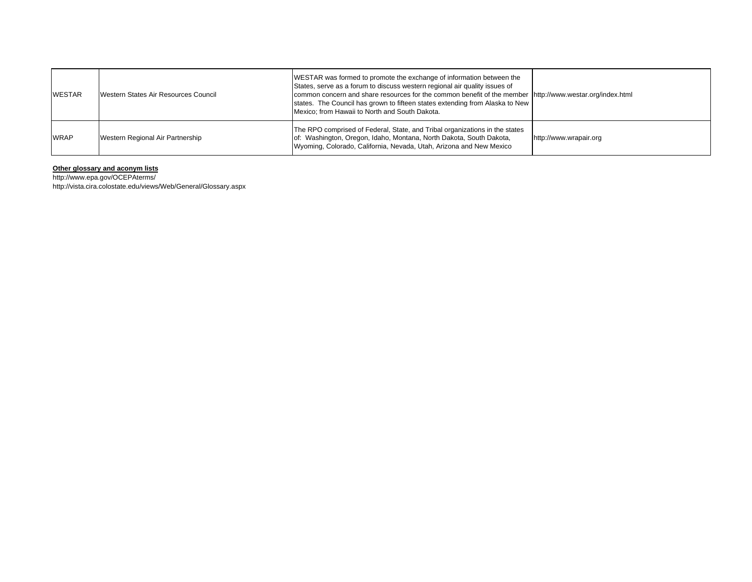| | | | |
|---|---|---|---|
| WESTAR | Western States Air Resources Council | WESTAR was formed to promote the exchange of information between the States, serve as a forum to discuss western regional air quality issues of common concern and share resources for the common benefit of the member states. The Council has grown to fifteen states extending from Alaska to New Mexico; from Hawaii to North and South Dakota. | http://www.westar.org/index.html |
| WRAP | Western Regional Air Partnership | The RPO comprised of Federal, State, and Tribal organizations in the states of: Washington, Oregon, Idaho, Montana, North Dakota, South Dakota, Wyoming, Colorado, California, Nevada, Utah, Arizona and New Mexico | http://www.wrapair.org |

**Other glossary and aconym lists**

http://www.epa.gov/OCEPAterms/

http://vista.cira.colostate.edu/views/Web/General/Glossary.aspx